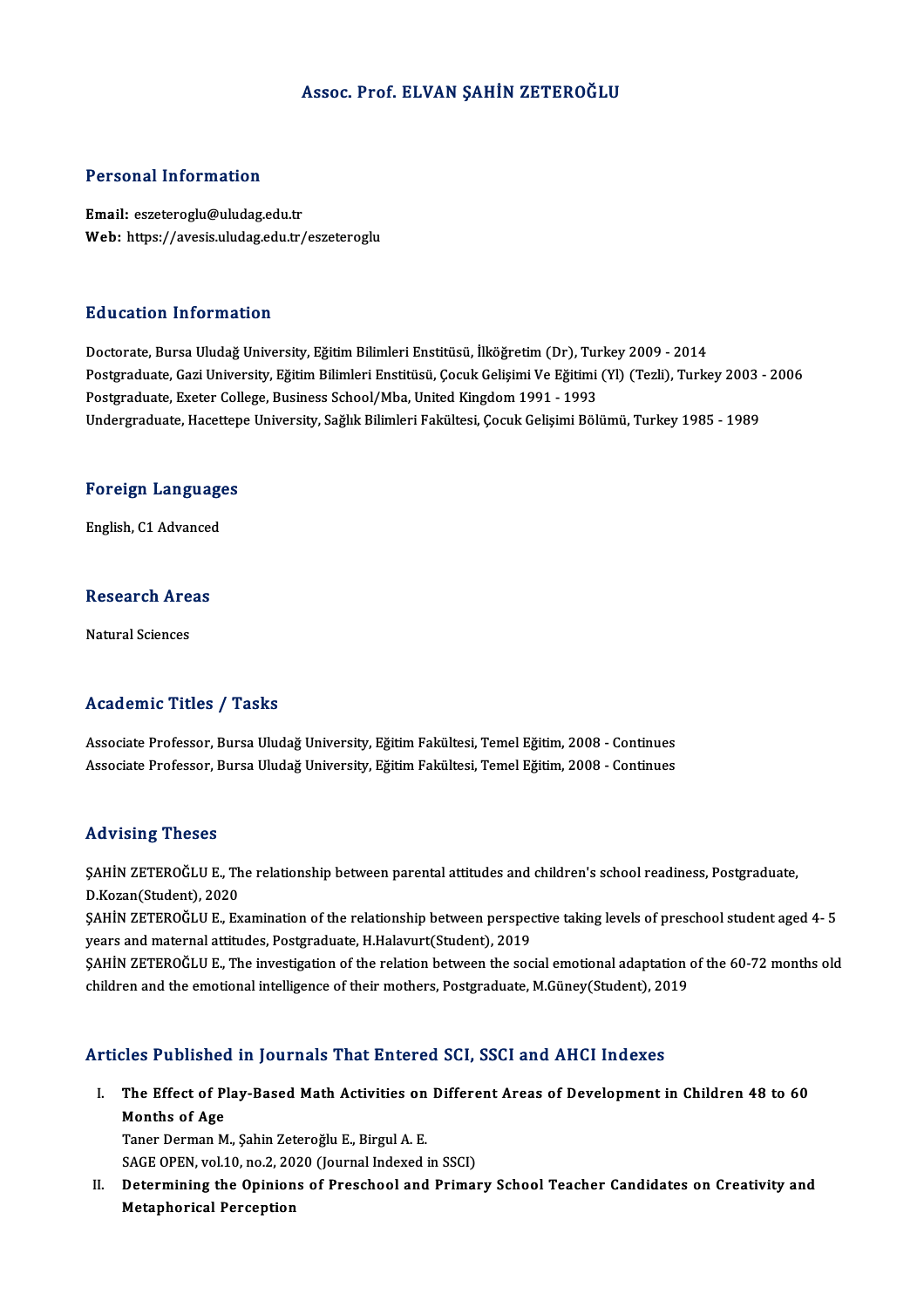# Assoc. Prof. ELVAN ŞAHİN ZETEROĞLU

## Personal Information

**Email:** eszeteroglu@uludag.edu.tr
**Web:** https://avesis.uludag.edu.tr/eszeteroglu

## Education Information

Doctorate, Bursa Uludağ University, Eğitim Bilimleri Enstitüsü, İlköğretim (Dr), Turkey 2009 - 2014
Postgraduate, Gazi University, Eğitim Bilimleri Enstitüsü, Çocuk Gelişimi Ve Eğitimi (Yl) (Tezli), Turkey 2003 - 2006
Postgraduate, Exeter College, Business School/Mba, United Kingdom 1991 - 1993
Undergraduate, Hacettepe University, Sağlık Bilimleri Fakültesi, Çocuk Gelişimi Bölümü, Turkey 1985 - 1989

## Foreign Languages

English, C1 Advanced

## Research Areas

Natural Sciences

## Academic Titles / Tasks

Associate Professor, Bursa Uludağ University, Eğitim Fakültesi, Temel Eğitim, 2008 - Continues
Associate Professor, Bursa Uludağ University, Eğitim Fakültesi, Temel Eğitim, 2008 - Continues

## Advising Theses

ŞAHİN ZETEROĞLU E., The relationship between parental attitudes and children's school readiness, Postgraduate, D.Kozan(Student), 2020

ŞAHİN ZETEROĞLU E., Examination of the relationship between perspective taking levels of preschool student aged 4- 5 years and maternal attitudes, Postgraduate, H.Halavurt(Student), 2019

ŞAHİN ZETEROĞLU E., The investigation of the relation between the social emotional adaptation of the 60-72 months old children and the emotional intelligence of their mothers, Postgraduate, M.Güney(Student), 2019

## Articles Published in Journals That Entered SCI, SSCI and AHCI Indexes

I. **The Effect of Play-Based Math Activities on Different Areas of Development in Children 48 to 60 Months of Age**
   Taner Derman M., Şahin Zeteroğlu E., Birgul A. E.
   SAGE OPEN, vol.10, no.2, 2020 (Journal Indexed in SSCI)
II. **Determining the Opinions of Preschool and Primary School Teacher Candidates on Creativity and Metaphorical Perception**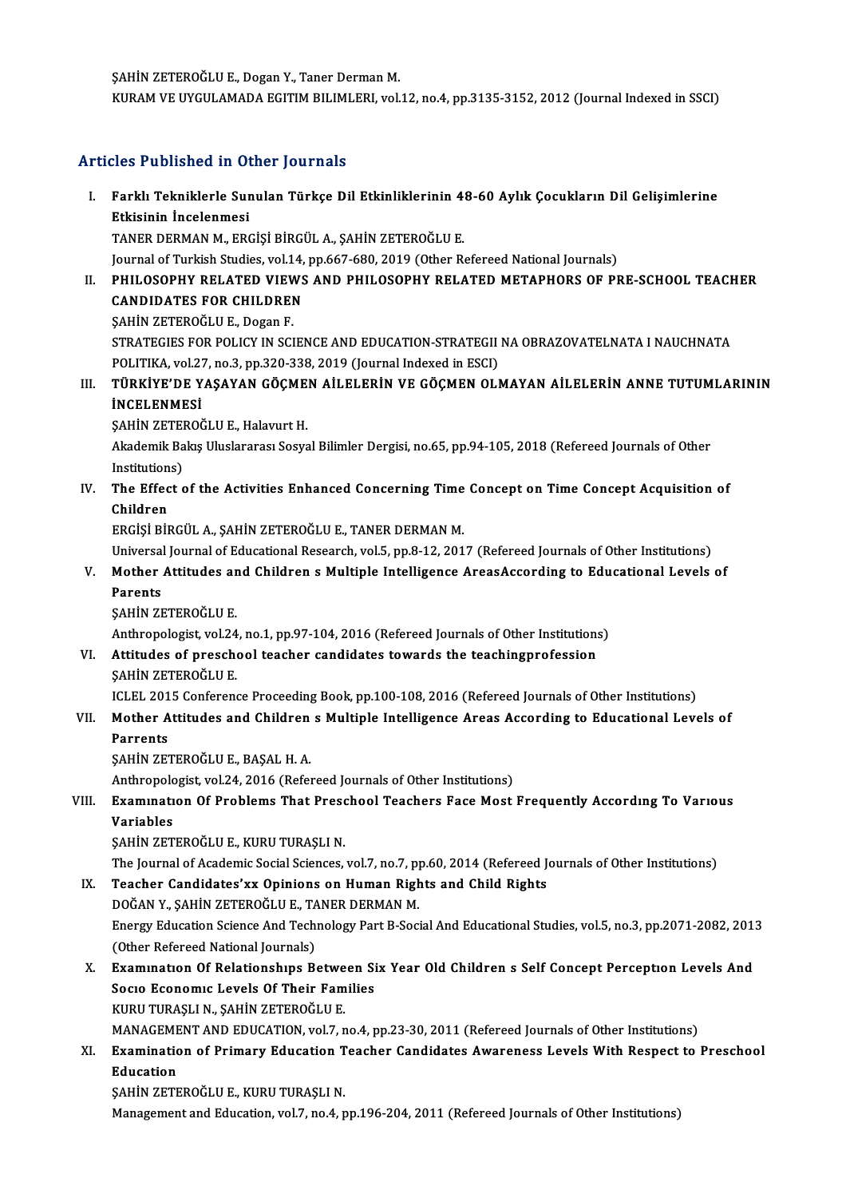ŞAHİN ZETEROĞLU E., Dogan Y., Taner Derman M.
KURAM VE UYGULAMADA EGITIM BILIMLERI, vol.12, no.4, pp.3135-3152, 2012 (Journal Indexed in SSCI)

## Articles Published in Other Journals

I. **Farklı Tekniklerle Sunulan Türkçe Dil Etkinliklerinin 48-60 Aylık Çocukların Dil Gelişimlerine Etkisinin İncelenmesi**
TANER DERMAN M., ERGİŞİ BİRGÜL A., ŞAHİN ZETEROĞLU E.
Journal of Turkish Studies, vol.14, pp.667-680, 2019 (Other Refereed National Journals)

II. **PHILOSOPHY RELATED VIEWS AND PHILOSOPHY RELATED METAPHORS OF PRE-SCHOOL TEACHER CANDIDATES FOR CHILDREN**
ŞAHİN ZETEROĞLU E., Dogan F.
STRATEGIES FOR POLICY IN SCIENCE AND EDUCATION-STRATEGII NA OBRAZOVATELNATA I NAUCHNATA POLITIKA, vol.27, no.3, pp.320-338, 2019 (Journal Indexed in ESCI)

III. **TÜRKİYE'DE YAŞAYAN GÖÇMEN AİLELERİN VE GÖÇMEN OLMAYAN AİLELERİN ANNE TUTUMLARININ İNCELENMESİ**
ŞAHİN ZETEROĞLU E., Halavurt H.
Akademik Bakış Uluslararası Sosyal Bilimler Dergisi, no.65, pp.94-105, 2018 (Refereed Journals of Other Institutions)

IV. **The Effect of the Activities Enhanced Concerning Time Concept on Time Concept Acquisition of Children**
ERGİŞİ BİRGÜL A., ŞAHİN ZETEROĞLU E., TANER DERMAN M.
Universal Journal of Educational Research, vol.5, pp.8-12, 2017 (Refereed Journals of Other Institutions)

V. **Mother Attitudes and Children s Multiple Intelligence AreasAccording to Educational Levels of Parents**
ŞAHİN ZETEROĞLU E.
Anthropologist, vol.24, no.1, pp.97-104, 2016 (Refereed Journals of Other Institutions)

VI. **Attitudes of preschool teacher candidates towards the teachingprofession**
ŞAHİN ZETEROĞLU E.
ICLEL 2015 Conference Proceeding Book, pp.100-108, 2016 (Refereed Journals of Other Institutions)

VII. **Mother Attitudes and Children s Multiple Intelligence Areas According to Educational Levels of Parrents**
ŞAHİN ZETEROĞLU E., BAŞAL H. A.
Anthropologist, vol.24, 2016 (Refereed Journals of Other Institutions)

VIII. **Examınatıon Of Problems That Preschool Teachers Face Most Frequently Accordıng To Varıous Variables**
ŞAHİN ZETEROĞLU E., KURU TURAŞLI N.
The Journal of Academic Social Sciences, vol.7, no.7, pp.60, 2014 (Refereed Journals of Other Institutions)

IX. **Teacher Candidates'xx Opinions on Human Rights and Child Rights**
DOĞAN Y., ŞAHİN ZETEROĞLU E., TANER DERMAN M.
Energy Education Science And Technology Part B-Social And Educational Studies, vol.5, no.3, pp.2071-2082, 2013 (Other Refereed National Journals)

X. **Examınatıon Of Relationshıps Between Six Year Old Children s Self Concept Perceptıon Levels And Socıo Economıc Levels Of Their Families**
KURU TURAŞLI N., ŞAHİN ZETEROĞLU E.
MANAGEMENT AND EDUCATION, vol.7, no.4, pp.23-30, 2011 (Refereed Journals of Other Institutions)

XI. **Examination of Primary Education Teacher Candidates Awareness Levels With Respect to Preschool Education**
ŞAHİN ZETEROĞLU E., KURU TURAŞLI N.
Management and Education, vol.7, no.4, pp.196-204, 2011 (Refereed Journals of Other Institutions)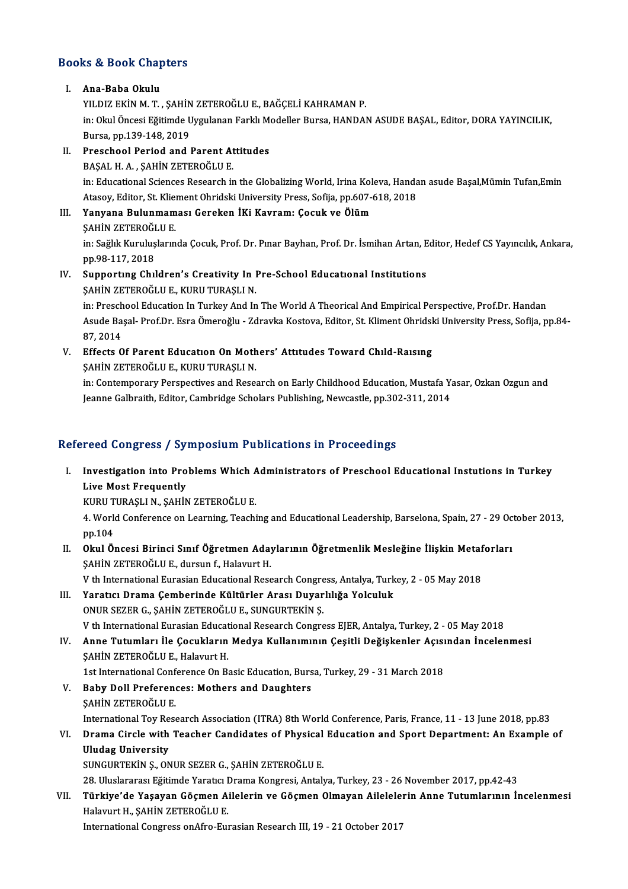## Books & Book Chapters

I. **Ana-Baba Okulu**
   YILDIZ EKİN M. T. , ŞAHİN ZETEROĞLU E., BAĞÇELİ KAHRAMAN P.
   in: Okul Öncesi Eğitimde Uygulanan Farklı Modeller Bursa, HANDAN ASUDE BAŞAL, Editor, DORA YAYINCILIK, Bursa, pp.139-148, 2019

II. **Preschool Period and Parent Attitudes**
   BAŞAL H. A. , ŞAHİN ZETEROĞLU E.
   in: Educational Sciences Research in the Globalizing World, Irina Koleva, Handan asude Başal,Mümin Tufan,Emin Atasoy, Editor, St. Kliement Ohridski University Press, Sofija, pp.607-618, 2018

III. **Yanyana Bulunmaması Gereken İKi Kavram: Çocuk ve Ölüm**
   ŞAHİN ZETEROĞLU E.
   in: Sağlık Kuruluşlarında Çocuk, Prof. Dr. Pınar Bayhan, Prof. Dr. İsmihan Artan, Editor, Hedef CS Yayıncılık, Ankara, pp.98-117, 2018

IV. **Supportıng Chıldren's Creativity In Pre-School Educatıonal Institutions**
   ŞAHİN ZETEROĞLU E., KURU TURAŞLI N.
   in: Preschool Education In Turkey And In The World A Theorical And Empirical Perspective, Prof.Dr. Handan Asude Başal- Prof.Dr. Esra Ömeroğlu - Zdravka Kostova, Editor, St. Kliment Ohridski University Press, Sofija, pp.84-87, 2014

V. **Effects Of Parent Educatıon On Mothers' Attıtudes Toward Chıld-Raısıng**
   ŞAHİN ZETEROĞLU E., KURU TURAŞLI N.
   in: Contemporary Perspectives and Research on Early Childhood Education, Mustafa Yasar, Ozkan Ozgun and Jeanne Galbraith, Editor, Cambridge Scholars Publishing, Newcastle, pp.302-311, 2014

## Refereed Congress / Symposium Publications in Proceedings

I. **Investigation into Problems Which Administrators of Preschool Educational Instutions in Turkey Live Most Frequently**
   KURU TURAŞLI N., ŞAHİN ZETEROĞLU E.
   4. World Conference on Learning, Teaching and Educational Leadership, Barselona, Spain, 27 - 29 October 2013, pp.104

II. **Okul Öncesi Birinci Sınıf Öğretmen Adaylarının Öğretmenlik Mesleğine İlişkin Metaforları**
   ŞAHİN ZETEROĞLU E., dursun f., Halavurt H.
   V th International Eurasian Educational Research Congress, Antalya, Turkey, 2 - 05 May 2018

III. **Yaratıcı Drama Çemberinde Kültürler Arası Duyarlılığa Yolculuk**
   ONUR SEZER G., ŞAHİN ZETEROĞLU E., SUNGURTEKİN Ş.
   V th International Eurasian Educational Research Congress EJER, Antalya, Turkey, 2 - 05 May 2018

IV. **Anne Tutumları İle Çocukların Medya Kullanımının Çeşitli Değişkenler Açısından İncelenmesi**
   ŞAHİN ZETEROĞLU E., Halavurt H.
   1st International Conference On Basic Education, Bursa, Turkey, 29 - 31 March 2018

V. **Baby Doll Preferences: Mothers and Daughters**
   ŞAHİN ZETEROĞLU E.
   International Toy Research Association (ITRA) 8th World Conference, Paris, France, 11 - 13 June 2018, pp.83

VI. **Drama Circle with Teacher Candidates of Physical Education and Sport Department: An Example of Uludag University**
   SUNGURTEKİN Ş., ONUR SEZER G., ŞAHİN ZETEROĞLU E.
   28. Uluslararası Eğitimde Yaratıcı Drama Kongresi, Antalya, Turkey, 23 - 26 November 2017, pp.42-43

VII. **Türkiye'de Yaşayan Göçmen Ailelerin ve Göçmen Olmayan Ailelelerin Anne Tutumlarının İncelenmesi**
   Halavurt H., ŞAHİN ZETEROĞLU E.
   International Congress onAfro-Eurasian Research III, 19 - 21 October 2017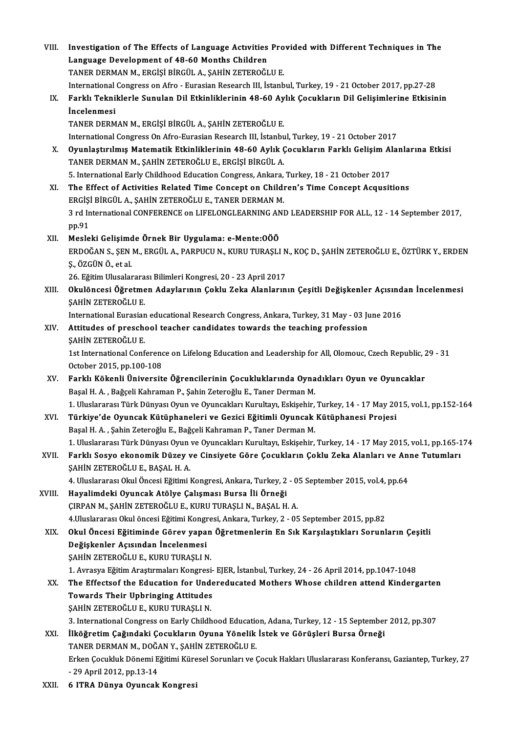VIII. **Investigation of The Effects of Language Activities Provided with Different Techniques in The Language Development of 48-60 Months Children**
TANER DERMAN M., ERGİŞİ BİRGÜL A., ŞAHİN ZETEROĞLU E.
International Congress on Afro - Eurasian Research III, İstanbul, Turkey, 19 - 21 October 2017, pp.27-28

IX. **Farklı Tekniklerle Sunulan Dil Etkinliklerinin 48-60 Aylık Çocukların Dil Gelişimlerine Etkisinin İncelenmesi**
TANER DERMAN M., ERGİŞİ BİRGÜL A., ŞAHİN ZETEROĞLU E.
International Congress On Afro-Eurasian Research III, İstanbul, Turkey, 19 - 21 October 2017

X. **Oyunlaştırılmış Matematik Etkinliklerinin 48-60 Aylık Çocukların Farklı Gelişim Alanlarına Etkisi**
TANER DERMAN M., ŞAHİN ZETEROĞLU E., ERGİŞİ BİRGÜL A.
5. International Early Childhood Education Congress, Ankara, Turkey, 18 - 21 October 2017

XI. **The Effect of Activities Related Time Concept on Children's Time Concept Acqusitions**
ERGİŞİ BİRGÜL A., ŞAHİN ZETEROĞLU E., TANER DERMAN M.
3 rd International CONFERENCE on LIFELONGLEARNING AND LEADERSHIP FOR ALL, 12 - 14 September 2017, pp.91

XII. **Mesleki Gelişimde Örnek Bir Uygulama: e-Mente:OÖÖ**
ERDOĞAN S., ŞEN M., ERGÜL A., PARPUCU N., KURU TURAŞLI N., KOÇ D., ŞAHİN ZETEROĞLU E., ÖZTÜRK Y., ERDEN Ş., ÖZGÜN Ö., et al.
26. Eğitim Ulusalararası Bilimleri Kongresi, 20 - 23 April 2017

XIII. **Okulöncesi Öğretmen Adaylarının Çoklu Zeka Alanlarının Çeşitli Değişkenler Açısından İncelenmesi**
ŞAHİN ZETEROĞLU E.
International Eurasian educational Research Congress, Ankara, Turkey, 31 May - 03 June 2016

XIV. **Attitudes of preschool teacher candidates towards the teaching profession**
ŞAHİN ZETEROĞLU E.
1st International Conference on Lifelong Education and Leadership for All, Olomouc, Czech Republic, 29 - 31 October 2015, pp.100-108

XV. **Farklı Kökenli Üniversite Öğrencilerinin Çocukluklarında Oynadıkları Oyun ve Oyuncaklar**
Başal H. A. , Bağçeli Kahraman P., Şahin Zeteroğlu E., Taner Derman M.
1. Uluslararası Türk Dünyası Oyun ve Oyuncakları Kurultayı, Eskişehir, Turkey, 14 - 17 May 2015, vol.1, pp.152-164

XVI. **Türkiye'de Oyuncak Kütüphaneleri ve Gezici Eğitimli Oyuncak Kütüphanesi Projesi**
Başal H. A. , Şahin Zeteroğlu E., Bağçeli Kahraman P., Taner Derman M.
1. Uluslararası Türk Dünyası Oyun ve Oyuncakları Kurultayı, Eskişehir, Turkey, 14 - 17 May 2015, vol.1, pp.165-174

XVII. **Farklı Sosyo ekonomik Düzey ve Cinsiyete Göre Çocukların Çoklu Zeka Alanları ve Anne Tutumları**
ŞAHİN ZETEROĞLU E., BAŞAL H. A.
4. Uluslararası Okul Öncesi Eğitimi Kongresi, Ankara, Turkey, 2 - 05 September 2015, vol.4, pp.64

XVIII. **Hayalimdeki Oyuncak Atölye Çalışması Bursa İli Örneği**
ÇIRPAN M., ŞAHİN ZETEROĞLU E., KURU TURAŞLI N., BAŞAL H. A.
4.Uluslararası Okul öncesi Eğitimi Kongresi, Ankara, Turkey, 2 - 05 September 2015, pp.82

XIX. **Okul Öncesi Eğitiminde Görev yapan Öğretmenlerin En Sık Karşılaştıkları Sorunların Çeşitli Değişkenler Açısından İncelenmesi**
ŞAHİN ZETEROĞLU E., KURU TURAŞLI N.
1. Avrasya Eğitim Araştırmaları Kongresi- EJER, İstanbul, Turkey, 24 - 26 April 2014, pp.1047-1048

XX. **The Effectsof the Education for Undereducated Mothers Whose children attend Kindergarten Towards Their Upbringing Attitudes**
ŞAHİN ZETEROĞLU E., KURU TURAŞLI N.
3. International Congress on Early Childhood Education, Adana, Turkey, 12 - 15 September 2012, pp.307

XXI. **İlköğretim Çağındaki Çocukların Oyuna Yönelik İstek ve Görüşleri Bursa Örneği**
TANER DERMAN M., DOĞAN Y., ŞAHİN ZETEROĞLU E.
Erken Çocukluk Dönemi Eğitimi Küresel Sorunları ve Çocuk Hakları Uluslararası Konferansı, Gaziantep, Turkey, 27 - 29 April 2012, pp.13-14

XXII. **6 ITRA Dünya Oyuncak Kongresi**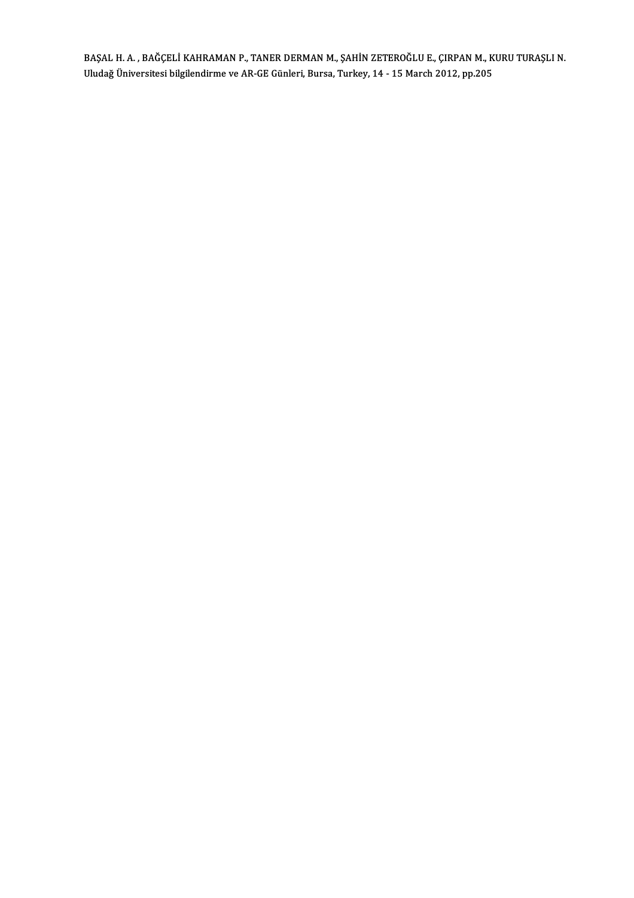BAŞAL H. A. , BAĞÇELİ KAHRAMAN P., TANER DERMAN M., ŞAHİN ZETEROĞLU E., ÇIRPAN M., KURU TURAŞLI N.
Uludağ Üniversitesi bilgilendirme ve AR-GE Günleri, Bursa, Turkey, 14 - 15 March 2012, pp.205